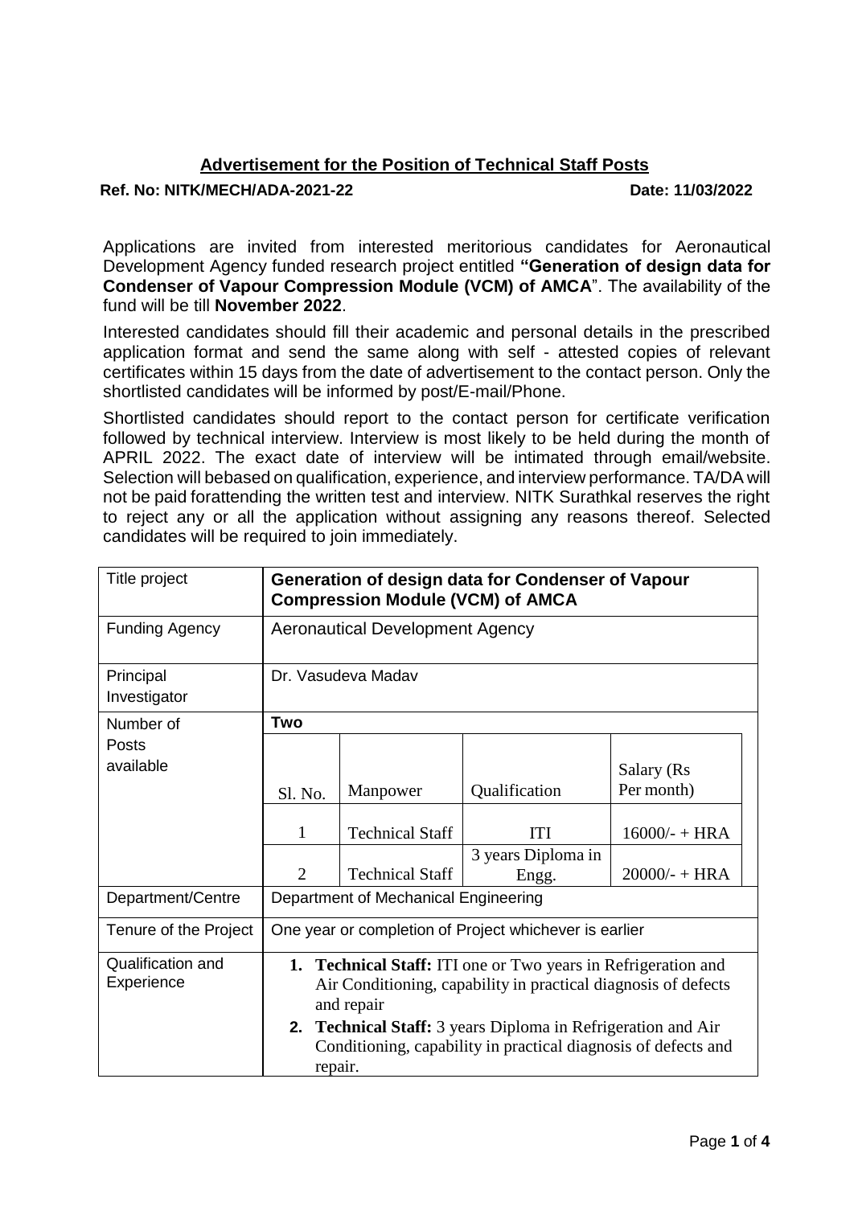## Advertisement for the Position of Technical Staff Posts

**Ref. No: NITK/MECH/ADA-2021-22** **Date: 11/03/2022**

Applications are invited from interested meritorious candidates for Aeronautical Development Agency funded research project entitled **"Generation of design data for Condenser of Vapour Compression Module (VCM) of AMCA**". The availability of the fund will be till **November 2022**.

Interested candidates should fill their academic and personal details in the prescribed application format and send the same along with self - attested copies of relevant certificates within 15 days from the date of advertisement to the contact person. Only the shortlisted candidates will be informed by post/E-mail/Phone.

Shortlisted candidates should report to the contact person for certificate verification followed by technical interview. Interview is most likely to be held during the month of APRIL 2022. The exact date of interview will be intimated through email/website. Selection will bebased on qualification, experience, and interview performance. TA/DA will not be paid forattending the written test and interview. NITK Surathkal reserves the right to reject any or all the application without assigning any reasons thereof. Selected candidates will be required to join immediately.

| Title project | **Generation of design data for Condenser of Vapour Compression Module (VCM) of AMCA** | | | |
|---|---|---|---|---|
| Funding Agency | Aeronautical Development Agency | | | |
| Principal Investigator | Dr. Vasudeva Madav | | | |
| Number of Posts available | **Two** | | | |
| | Sl. No. | Manpower | Qualification | Salary (Rs Per month) |
| | 1 | Technical Staff | ITI | 16000/- + HRA |
| | 2 | Technical Staff | 3 years Diploma in Engg. | 20000/- + HRA |
| Department/Centre | Department of Mechanical Engineering | | | |
| Tenure of the Project | One year or completion of Project whichever is earlier | | | |
| Qualification and Experience | 1. **Technical Staff:** ITI one or Two years in Refrigeration and Air Conditioning, capability in practical diagnosis of defects and repair<br>2. **Technical Staff:** 3 years Diploma in Refrigeration and Air Conditioning, capability in practical diagnosis of defects and repair. | | | |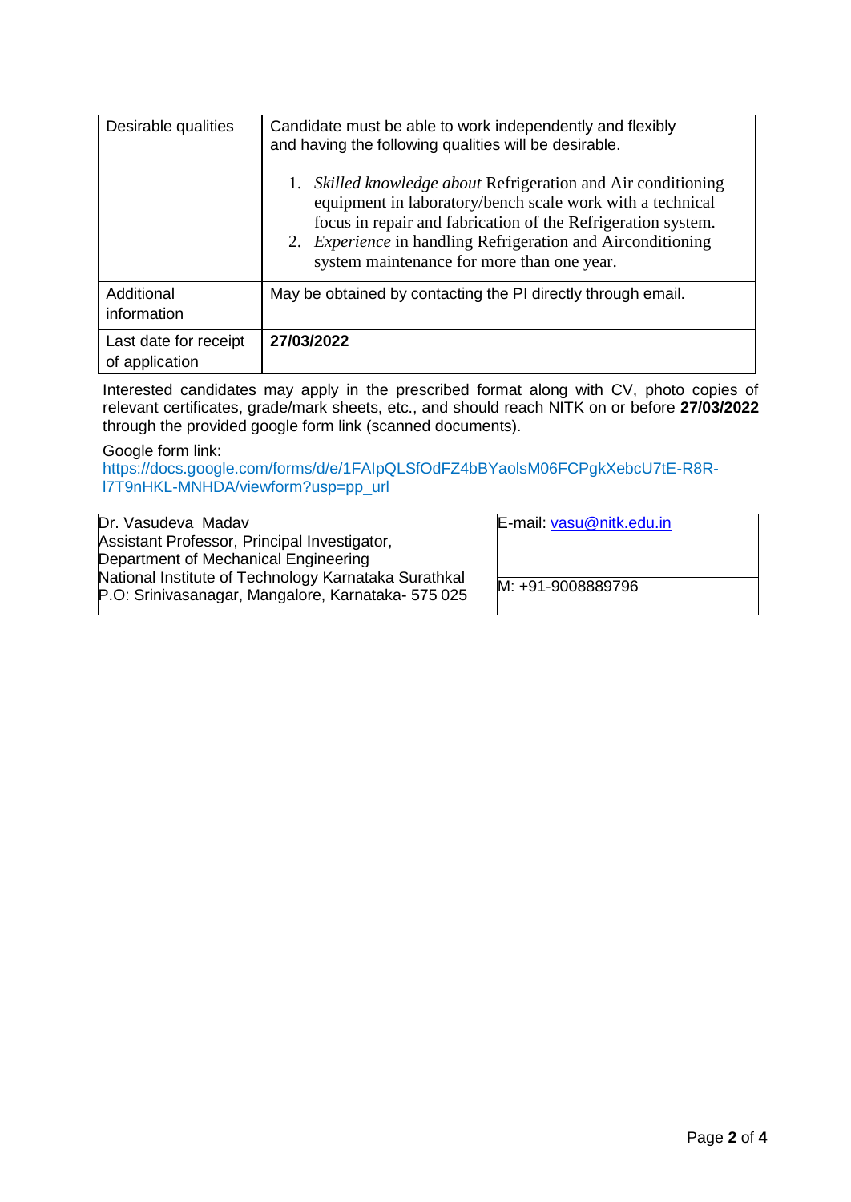| | |
|---|---|
| Desirable qualities | Candidate must be able to work independently and flexibly and having the following qualities will be desirable.<br><br>1. *Skilled knowledge about* Refrigeration and Air conditioning equipment in laboratory/bench scale work with a technical focus in repair and fabrication of the Refrigeration system.<br>2. *Experience* in handling Refrigeration and Airconditioning system maintenance for more than one year. |
| Additional information | May be obtained by contacting the PI directly through email. |
| Last date for receipt of application | **27/03/2022** |

Interested candidates may apply in the prescribed format along with CV, photo copies of relevant certificates, grade/mark sheets, etc., and should reach NITK on or before **27/03/2022** through the provided google form link (scanned documents).

Google form link:
https://docs.google.com/forms/d/e/1FAIpQLSfOdFZ4bBYaolsM06FCPgkXebcU7tE-R8R-l7T9nHKL-MNHDA/viewform?usp=pp_url

| | |
|---|---|
| Dr. Vasudeva Madav<br>Assistant Professor, Principal Investigator,<br>Department of Mechanical Engineering<br>National Institute of Technology Karnataka Surathkal<br>P.O: Srinivasanagar, Mangalore, Karnataka- 575 025 | E-mail: vasu@nitk.edu.in<br><br>M: +91-9008889796 |